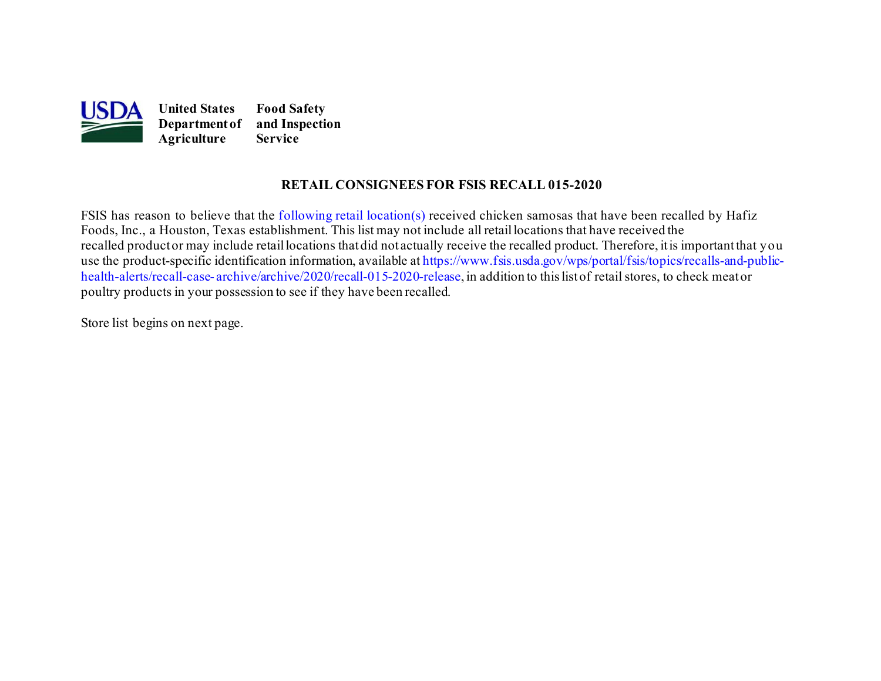**United States Department of Agriculture** | **Food Safety and Inspection Service**

## RETAIL CONSIGNEES FOR FSIS RECALL 015-2020

FSIS has reason to believe that the following retail location(s) received chicken samosas that have been recalled by Hafiz Foods, Inc., a Houston, Texas establishment. This list may not include all retail locations that have received the recalled product or may include retail locations that did not actually receive the recalled product. Therefore, it is important that you use the product-specific identification information, available at https://www.fsis.usda.gov/wps/portal/fsis/topics/recalls-and-public-health-alerts/recall-case-archive/archive/2020/recall-015-2020-release, in addition to this list of retail stores, to check meat or poultry products in your possession to see if they have been recalled.

Store list begins on next page.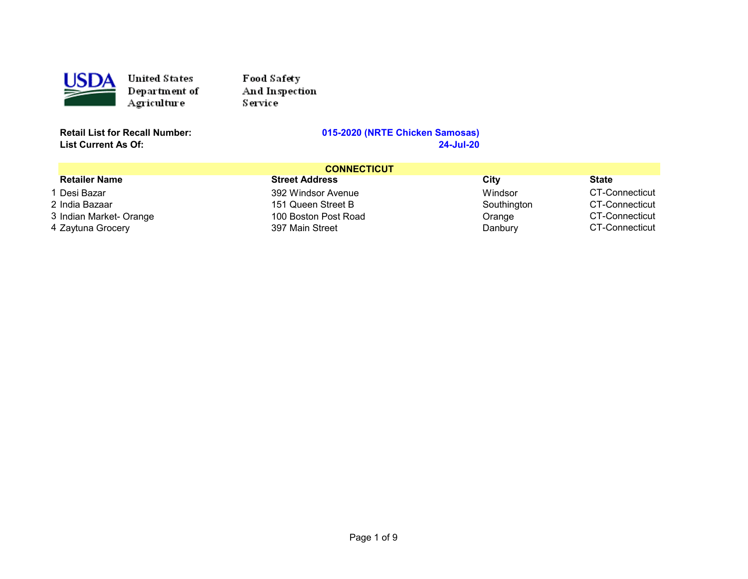United States Department of Agriculture — Food Safety And Inspection Service

**Retail List for Recall Number:** **015-2020 (NRTE Chicken Samosas)**
**List Current As Of:** **24-Jul-20**

## CONNECTICUT

| | Retailer Name | Street Address | City | State |
|---|---|---|---|---|
| 1 | Desi Bazar | 392 Windsor Avenue | Windsor | CT-Connecticut |
| 2 | India Bazaar | 151 Queen Street B | Southington | CT-Connecticut |
| 3 | Indian Market- Orange | 100 Boston Post Road | Orange | CT-Connecticut |
| 4 | Zaytuna Grocery | 397 Main Street | Danbury | CT-Connecticut |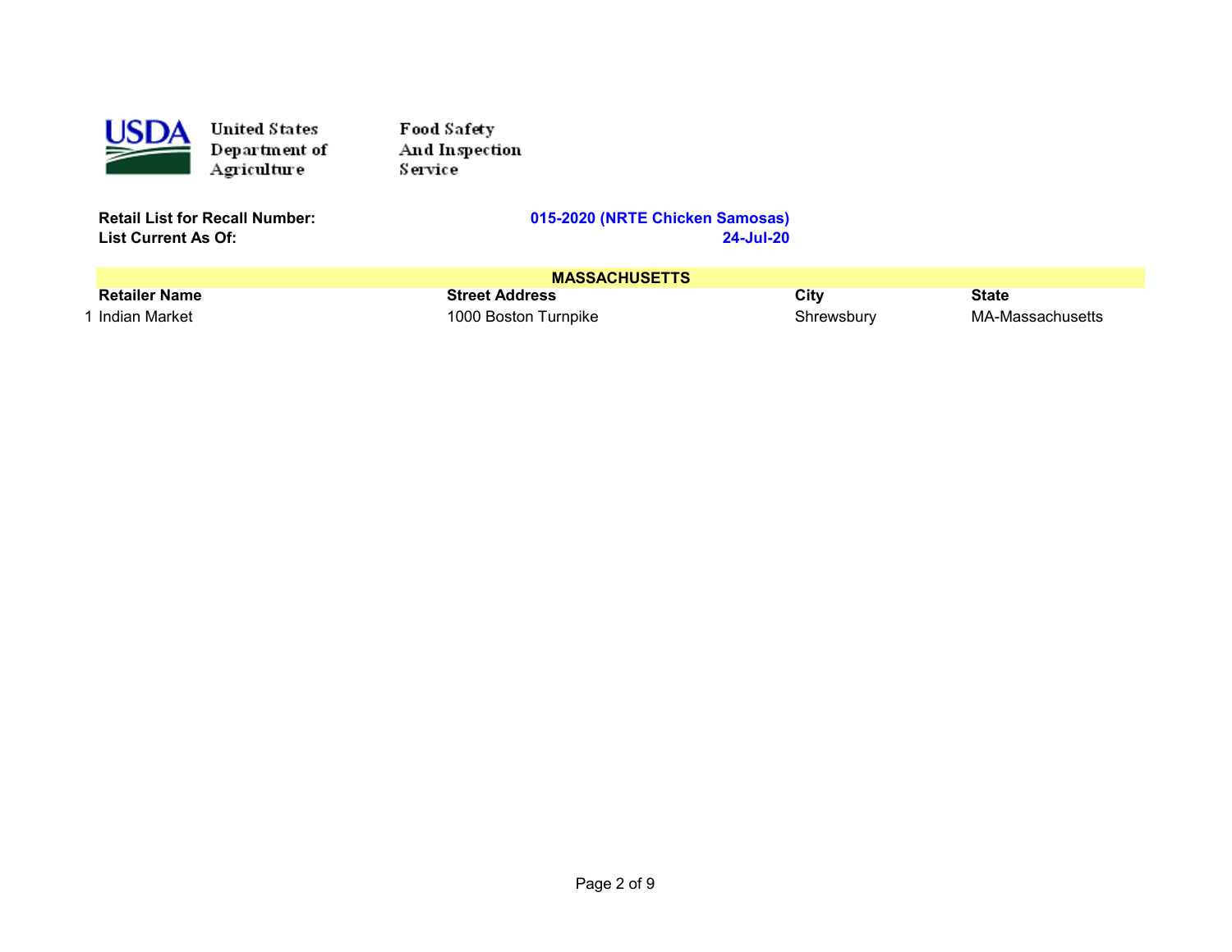United States Department of Agriculture

Food Safety And Inspection Service

**Retail List for Recall Number:** **015-2020 (NRTE Chicken Samosas)**
**List Current As Of:** **24-Jul-20**

**MASSACHUSETTS**

| | Retailer Name | Street Address | City | State |
|---|---|---|---|---|
| 1 | Indian Market | 1000 Boston Turnpike | Shrewsbury | MA-Massachusetts |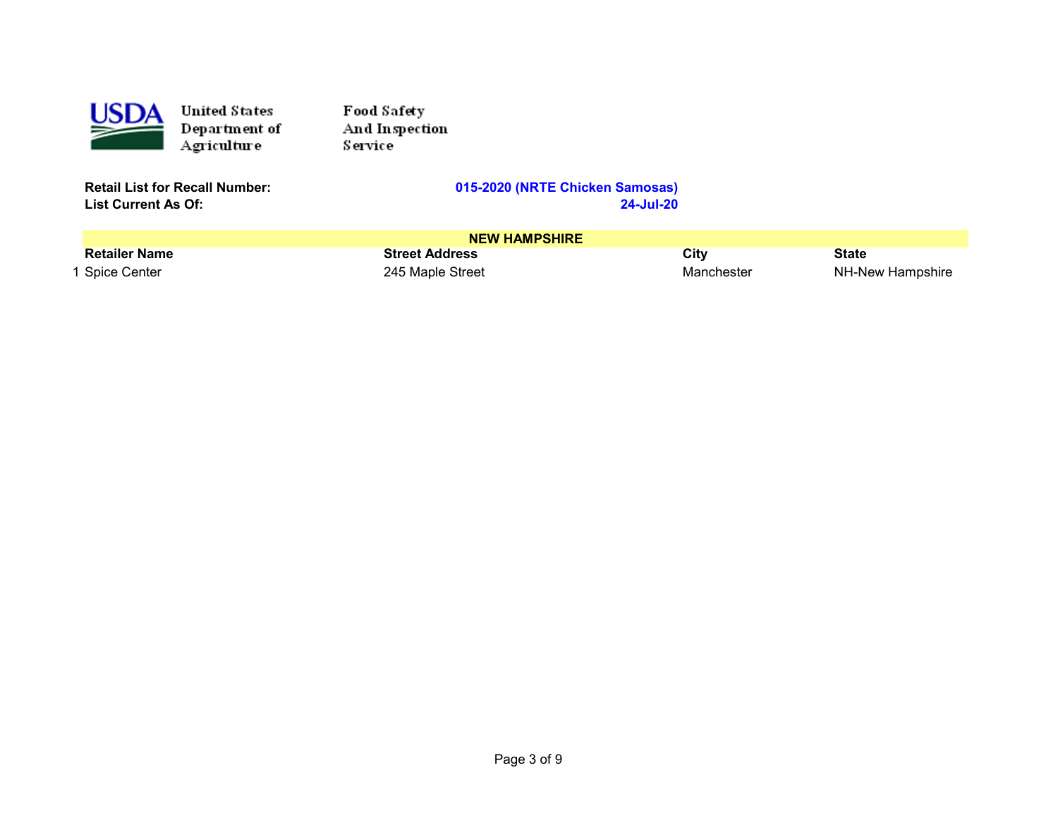United States Department of Agriculture — Food Safety And Inspection Service

**Retail List for Recall Number:** **015-2020 (NRTE Chicken Samosas)**
**List Current As Of:** **24-Jul-20**

| | **NEW HAMPSHIRE** | | | |
|---|---|---|---|---|
| | **Retailer Name** | **Street Address** | **City** | **State** |
| 1 | Spice Center | 245 Maple Street | Manchester | NH-New Hampshire |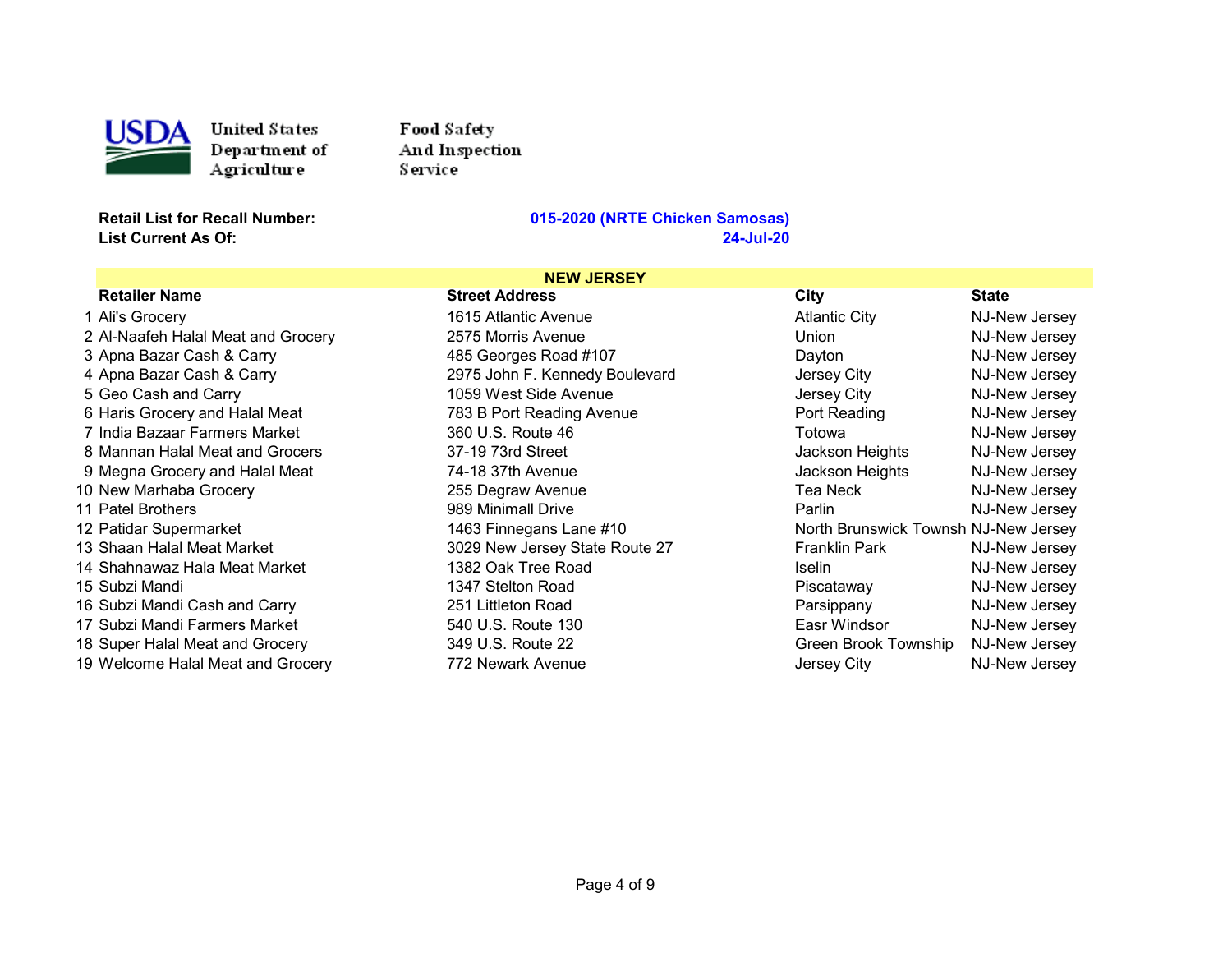USDA United States Department of Agriculture — Food Safety And Inspection Service

**Retail List for Recall Number:** **015-2020 (NRTE Chicken Samosas)**

**List Current As Of:** **24-Jul-20**

**NEW JERSEY**

| | Retailer Name | Street Address | City | State |
|---|---|---|---|---|
| 1 | Ali's Grocery | 1615 Atlantic Avenue | Atlantic City | NJ-New Jersey |
| 2 | Al-Naafeh Halal Meat and Grocery | 2575 Morris Avenue | Union | NJ-New Jersey |
| 3 | Apna Bazar Cash & Carry | 485 Georges Road #107 | Dayton | NJ-New Jersey |
| 4 | Apna Bazar Cash & Carry | 2975 John F. Kennedy Boulevard | Jersey City | NJ-New Jersey |
| 5 | Geo Cash and Carry | 1059 West Side Avenue | Jersey City | NJ-New Jersey |
| 6 | Haris Grocery and Halal Meat | 783 B Port Reading Avenue | Port Reading | NJ-New Jersey |
| 7 | India Bazaar Farmers Market | 360 U.S. Route 46 | Totowa | NJ-New Jersey |
| 8 | Mannan Halal Meat and Grocers | 37-19 73rd Street | Jackson Heights | NJ-New Jersey |
| 9 | Megna Grocery and Halal Meat | 74-18 37th Avenue | Jackson Heights | NJ-New Jersey |
| 10 | New Marhaba Grocery | 255 Degraw Avenue | Tea Neck | NJ-New Jersey |
| 11 | Patel Brothers | 989 Minimall Drive | Parlin | NJ-New Jersey |
| 12 | Patidar Supermarket | 1463 Finnegans Lane #10 | North Brunswick Townshi | NJ-New Jersey |
| 13 | Shaan Halal Meat Market | 3029 New Jersey State Route 27 | Franklin Park | NJ-New Jersey |
| 14 | Shahnawaz Hala Meat Market | 1382 Oak Tree Road | Iselin | NJ-New Jersey |
| 15 | Subzi Mandi | 1347 Stelton Road | Piscataway | NJ-New Jersey |
| 16 | Subzi Mandi Cash and Carry | 251 Littleton Road | Parsippany | NJ-New Jersey |
| 17 | Subzi Mandi Farmers Market | 540 U.S. Route 130 | Easr Windsor | NJ-New Jersey |
| 18 | Super Halal Meat and Grocery | 349 U.S. Route 22 | Green Brook Township | NJ-New Jersey |
| 19 | Welcome Halal Meat and Grocery | 772 Newark Avenue | Jersey City | NJ-New Jersey |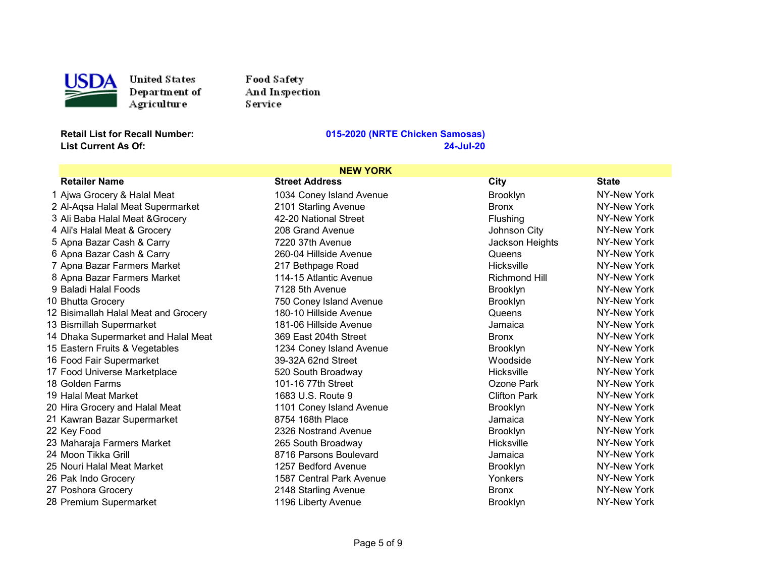United States Department of Agriculture — Food Safety And Inspection Service

**Retail List for Recall Number:** **015-2020 (NRTE Chicken Samosas)**
**List Current As Of:** **24-Jul-20**

## NEW YORK

| | Retailer Name | Street Address | City | State |
|---|---|---|---|---|
| 1 | Ajwa Grocery & Halal Meat | 1034 Coney Island Avenue | Brooklyn | NY-New York |
| 2 | Al-Aqsa Halal Meat Supermarket | 2101 Starling Avenue | Bronx | NY-New York |
| 3 | Ali Baba Halal Meat &Grocery | 42-20 National Street | Flushing | NY-New York |
| 4 | Ali's Halal Meat & Grocery | 208 Grand Avenue | Johnson City | NY-New York |
| 5 | Apna Bazar Cash & Carry | 7220 37th Avenue | Jackson Heights | NY-New York |
| 6 | Apna Bazar Cash & Carry | 260-04 Hillside Avenue | Queens | NY-New York |
| 7 | Apna Bazar Farmers Market | 217 Bethpage Road | Hicksville | NY-New York |
| 8 | Apna Bazar Farmers Market | 114-15 Atlantic Avenue | Richmond Hill | NY-New York |
| 9 | Baladi Halal Foods | 7128 5th Avenue | Brooklyn | NY-New York |
| 10 | Bhutta Grocery | 750 Coney Island Avenue | Brooklyn | NY-New York |
| 12 | Bisimallah Halal Meat and Grocery | 180-10 Hillside Avenue | Queens | NY-New York |
| 13 | Bismillah Supermarket | 181-06 Hillside Avenue | Jamaica | NY-New York |
| 14 | Dhaka Supermarket and Halal Meat | 369 East 204th Street | Bronx | NY-New York |
| 15 | Eastern Fruits & Vegetables | 1234 Coney Island Avenue | Brooklyn | NY-New York |
| 16 | Food Fair Supermarket | 39-32A 62nd Street | Woodside | NY-New York |
| 17 | Food Universe Marketplace | 520 South Broadway | Hicksville | NY-New York |
| 18 | Golden Farms | 101-16 77th Street | Ozone Park | NY-New York |
| 19 | Halal Meat Market | 1683 U.S. Route 9 | Clifton Park | NY-New York |
| 20 | Hira Grocery and Halal Meat | 1101 Coney Island Avenue | Brooklyn | NY-New York |
| 21 | Kawran Bazar Supermarket | 8754 168th Place | Jamaica | NY-New York |
| 22 | Key Food | 2326 Nostrand Avenue | Brooklyn | NY-New York |
| 23 | Maharaja Farmers Market | 265 South Broadway | Hicksville | NY-New York |
| 24 | Moon Tikka Grill | 8716 Parsons Boulevard | Jamaica | NY-New York |
| 25 | Nouri Halal Meat Market | 1257 Bedford Avenue | Brooklyn | NY-New York |
| 26 | Pak Indo Grocery | 1587 Central Park Avenue | Yonkers | NY-New York |
| 27 | Poshora Grocery | 2148 Starling Avenue | Bronx | NY-New York |
| 28 | Premium Supermarket | 1196 Liberty Avenue | Brooklyn | NY-New York |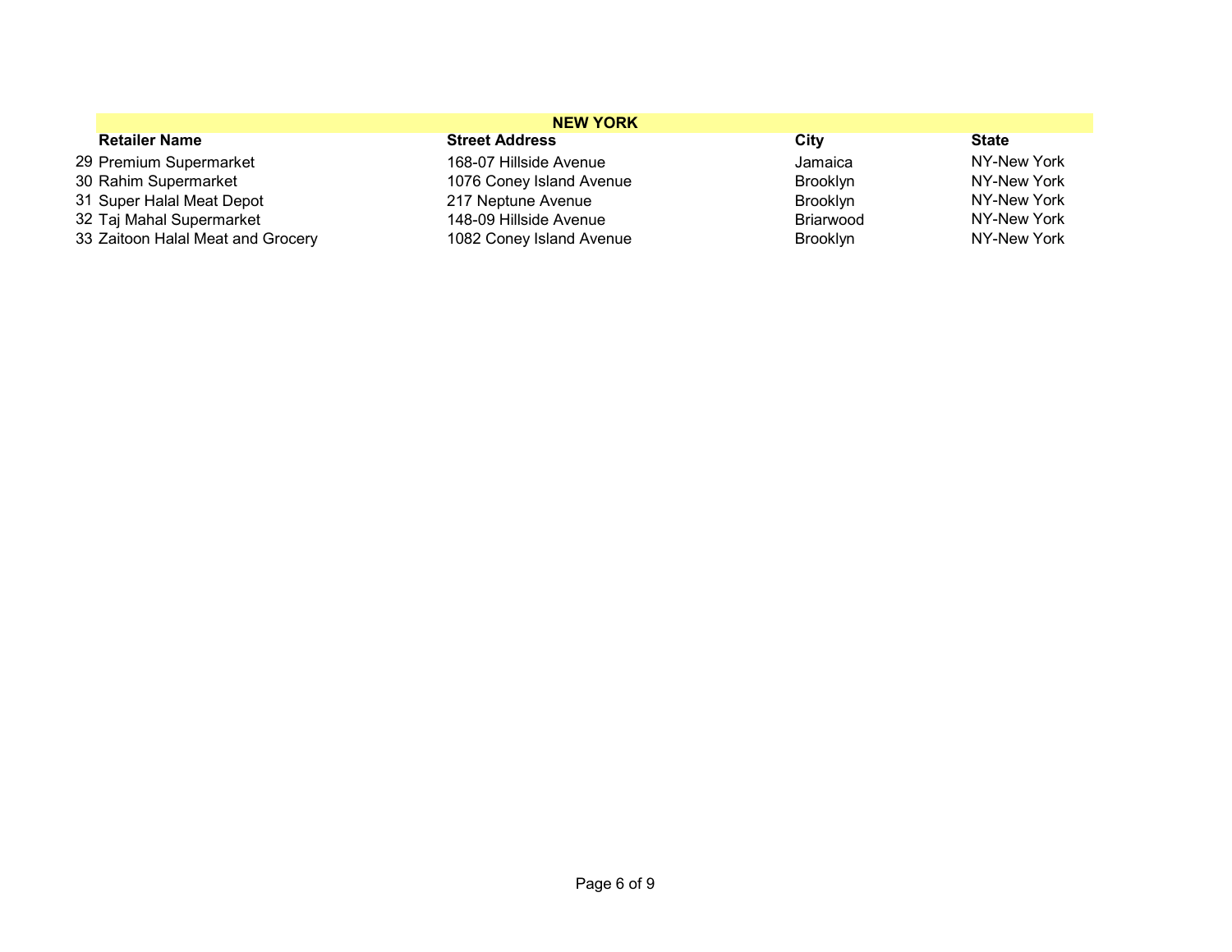| | NEW YORK | | | |
|---|---|---|---|---|
| | **Retailer Name** | **Street Address** | **City** | **State** |
| 29 | Premium Supermarket | 168-07 Hillside Avenue | Jamaica | NY-New York |
| 30 | Rahim Supermarket | 1076 Coney Island Avenue | Brooklyn | NY-New York |
| 31 | Super Halal Meat Depot | 217 Neptune Avenue | Brooklyn | NY-New York |
| 32 | Taj Mahal Supermarket | 148-09 Hillside Avenue | Briarwood | NY-New York |
| 33 | Zaitoon Halal Meat and Grocery | 1082 Coney Island Avenue | Brooklyn | NY-New York |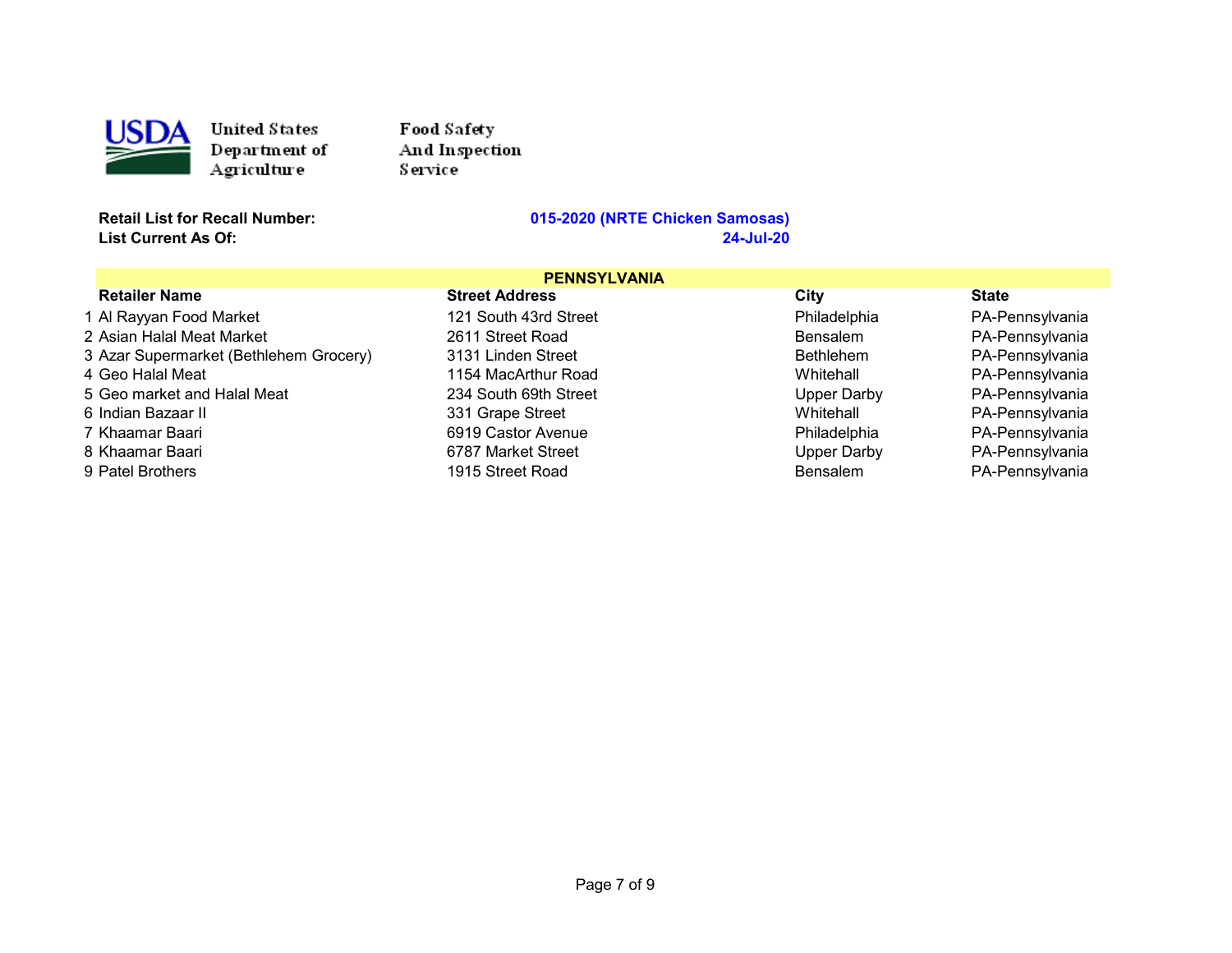United States Department of Agriculture

Food Safety And Inspection Service

**Retail List for Recall Number:** **015-2020 (NRTE Chicken Samosas)**
**List Current As Of:** **24-Jul-20**

| | PENNSYLVANIA | | | |
|---|---|---|---|---|
| | **Retailer Name** | **Street Address** | **City** | **State** |
| 1 | Al Rayyan Food Market | 121 South 43rd Street | Philadelphia | PA-Pennsylvania |
| 2 | Asian Halal Meat Market | 2611 Street Road | Bensalem | PA-Pennsylvania |
| 3 | Azar Supermarket (Bethlehem Grocery) | 3131 Linden Street | Bethlehem | PA-Pennsylvania |
| 4 | Geo Halal Meat | 1154 MacArthur Road | Whitehall | PA-Pennsylvania |
| 5 | Geo market and Halal Meat | 234 South 69th Street | Upper Darby | PA-Pennsylvania |
| 6 | Indian Bazaar II | 331 Grape Street | Whitehall | PA-Pennsylvania |
| 7 | Khaamar Baari | 6919 Castor Avenue | Philadelphia | PA-Pennsylvania |
| 8 | Khaamar Baari | 6787 Market Street | Upper Darby | PA-Pennsylvania |
| 9 | Patel Brothers | 1915 Street Road | Bensalem | PA-Pennsylvania |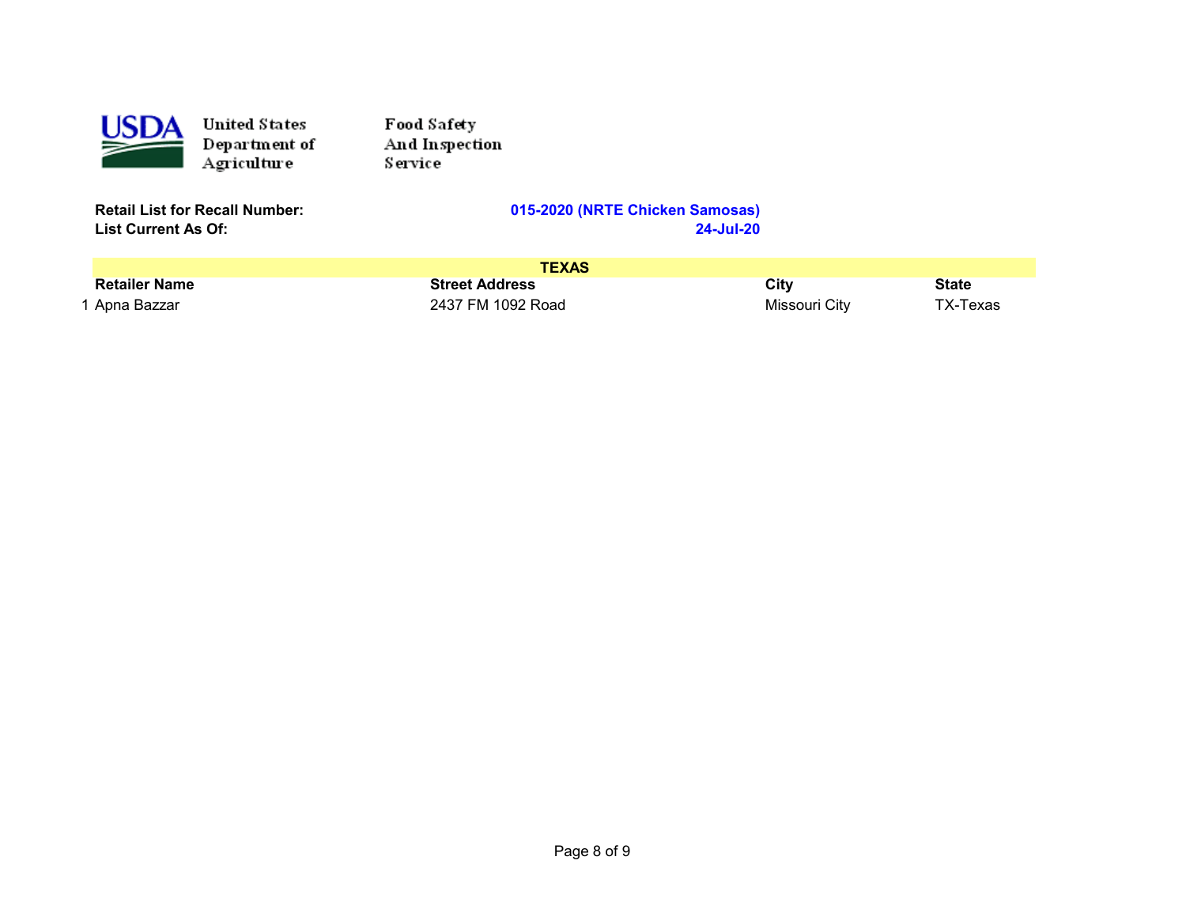United States Department of Agriculture

Food Safety And Inspection Service

**Retail List for Recall Number:** **015-2020 (NRTE Chicken Samosas)**
**List Current As Of:** **24-Jul-20**

| | **TEXAS** | | | |
|---|---|---|---|---|
| | **Retailer Name** | **Street Address** | **City** | **State** |
| 1 | Apna Bazzar | 2437 FM 1092 Road | Missouri City | TX-Texas |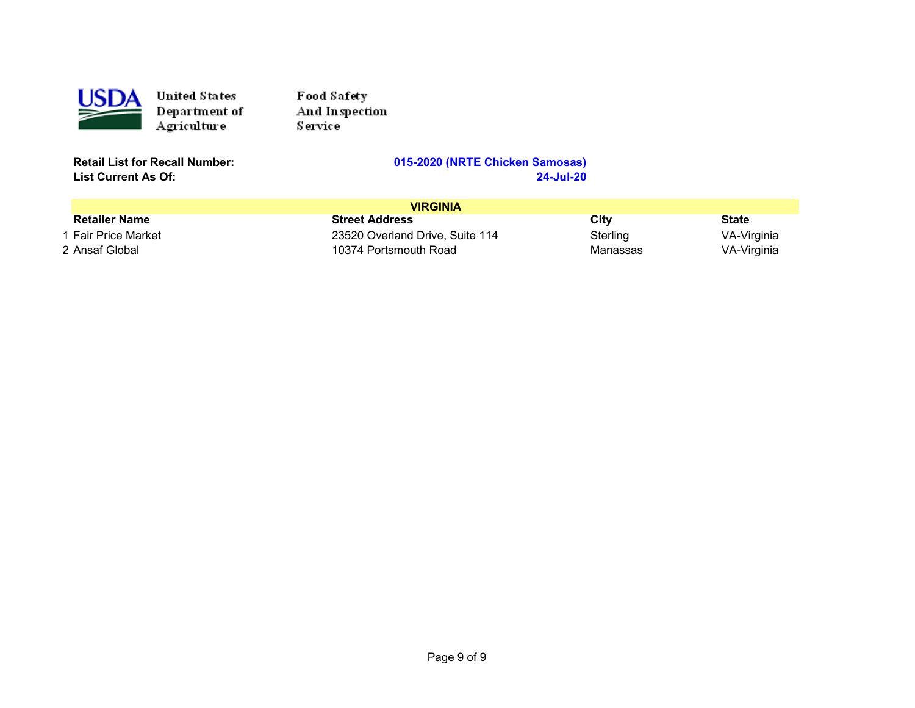United States Department of Agriculture

Food Safety And Inspection Service

**Retail List for Recall Number:** **015-2020 (NRTE Chicken Samosas)**
**List Current As Of:** **24-Jul-20**

| | VIRGINIA | | | |
|---|---|---|---|---|
| | **Retailer Name** | **Street Address** | **City** | **State** |
| 1 | Fair Price Market | 23520 Overland Drive, Suite 114 | Sterling | VA-Virginia |
| 2 | Ansaf Global | 10374 Portsmouth Road | Manassas | VA-Virginia |